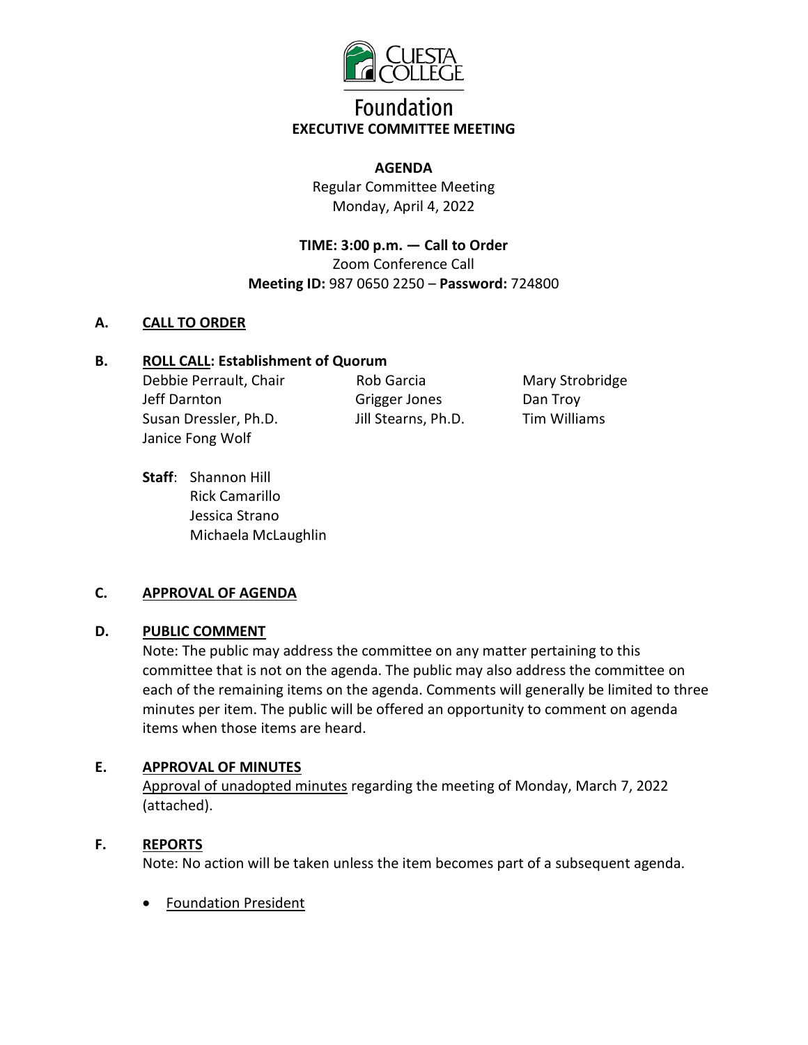# Cuesta College Foundation

## EXECUTIVE COMMITTEE MEETING

**AGENDA**

Regular Committee Meeting
Monday, April 4, 2022

**TIME: 3:00 p.m. — Call to Order**
Zoom Conference Call
**Meeting ID:** 987 0650 2250 – **Password:** 724800

### A. CALL TO ORDER

### B. ROLL CALL: Establishment of Quorum

Debbie Perrault, Chair
Jeff Darnton
Susan Dressler, Ph.D.
Janice Fong Wolf
Rob Garcia
Grigger Jones
Jill Stearns, Ph.D.
Mary Strobridge
Dan Troy
Tim Williams

**Staff**: Shannon Hill
Rick Camarillo
Jessica Strano
Michaela McLaughlin

### C. APPROVAL OF AGENDA

### D. PUBLIC COMMENT

Note: The public may address the committee on any matter pertaining to this committee that is not on the agenda. The public may also address the committee on each of the remaining items on the agenda. Comments will generally be limited to three minutes per item. The public will be offered an opportunity to comment on agenda items when those items are heard.

### E. APPROVAL OF MINUTES

Approval of unadopted minutes regarding the meeting of Monday, March 7, 2022 (attached).

### F. REPORTS

Note: No action will be taken unless the item becomes part of a subsequent agenda.

- Foundation President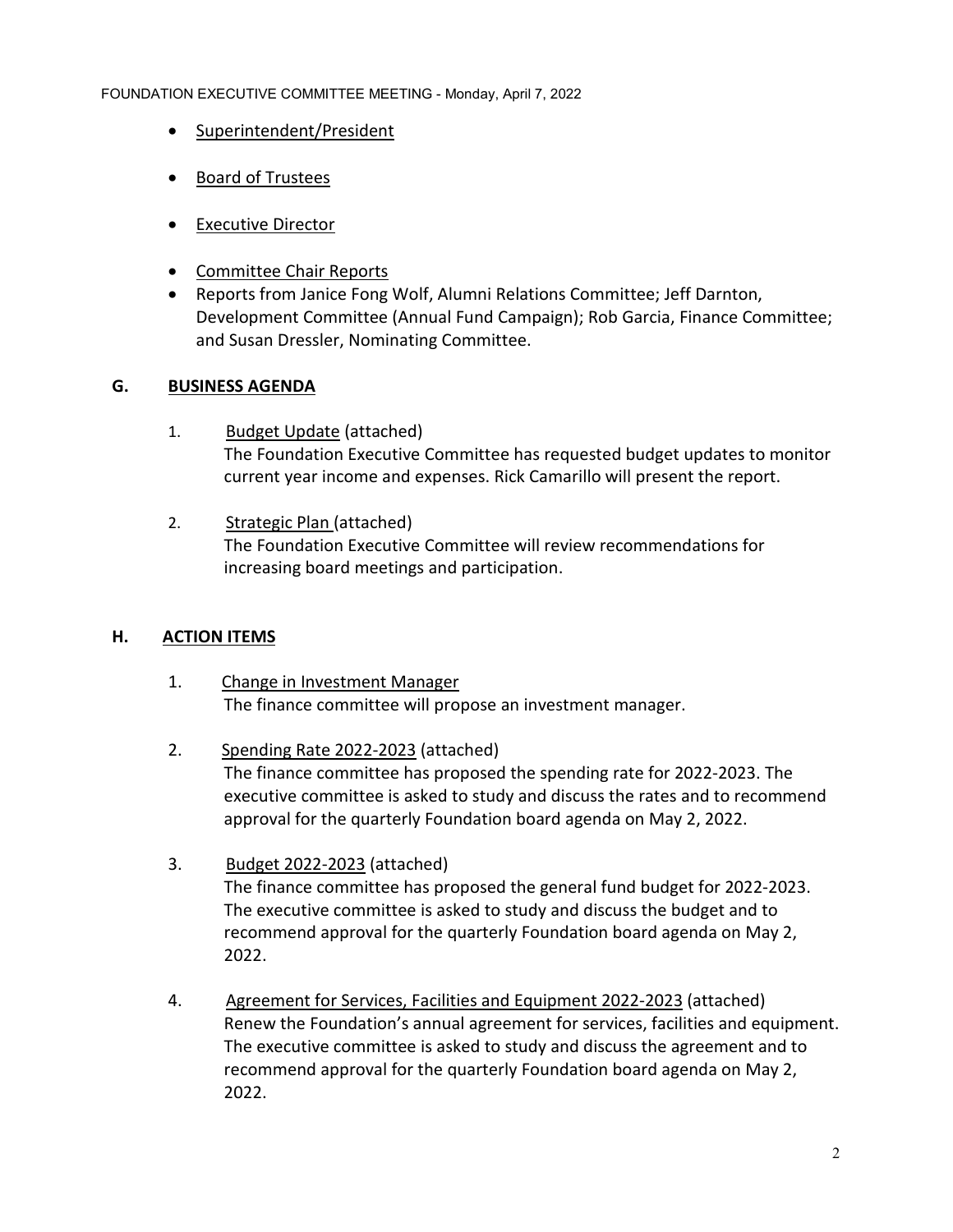- <u>Superintendent/President</u>

- <u>Board of Trustees</u>

- <u>Executive Director</u>

- <u>Committee Chair Reports</u>
- Reports from Janice Fong Wolf, Alumni Relations Committee; Jeff Darnton, Development Committee (Annual Fund Campaign); Rob Garcia, Finance Committee; and Susan Dressler, Nominating Committee.

## G. BUSINESS AGENDA

1. <u>Budget Update</u> (attached)
   The Foundation Executive Committee has requested budget updates to monitor current year income and expenses. Rick Camarillo will present the report.

2. <u>Strategic Plan</u> (attached)
   The Foundation Executive Committee will review recommendations for increasing board meetings and participation.

## H. ACTION ITEMS

1. <u>Change in Investment Manager</u>
   The finance committee will propose an investment manager.

2. <u>Spending Rate 2022-2023</u> (attached)
   The finance committee has proposed the spending rate for 2022-2023. The executive committee is asked to study and discuss the rates and to recommend approval for the quarterly Foundation board agenda on May 2, 2022.

3. <u>Budget 2022-2023</u> (attached)
   The finance committee has proposed the general fund budget for 2022-2023. The executive committee is asked to study and discuss the budget and to recommend approval for the quarterly Foundation board agenda on May 2, 2022.

4. <u>Agreement for Services, Facilities and Equipment 2022-2023</u> (attached)
   Renew the Foundation's annual agreement for services, facilities and equipment. The executive committee is asked to study and discuss the agreement and to recommend approval for the quarterly Foundation board agenda on May 2, 2022.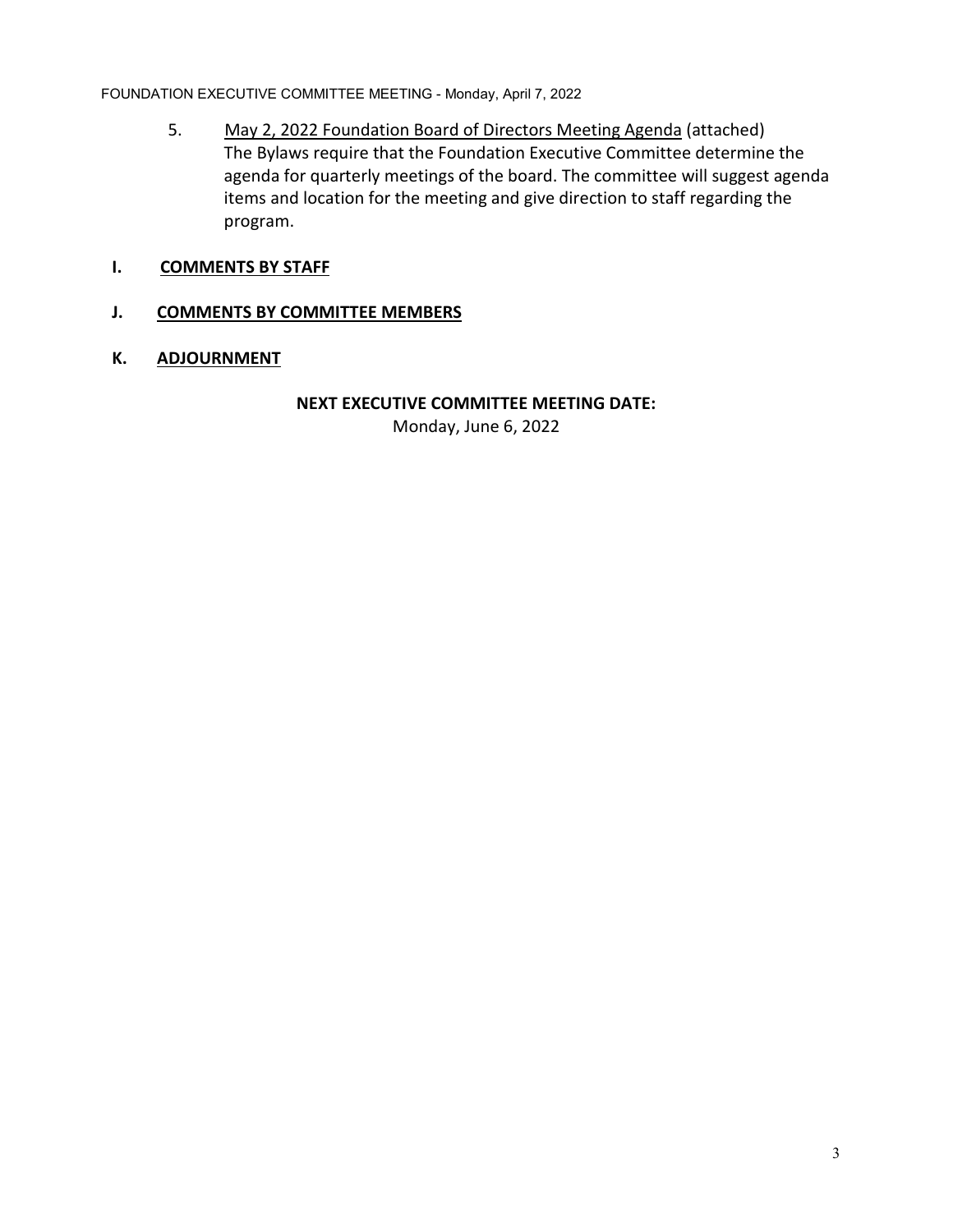5. <u>May 2, 2022 Foundation Board of Directors Meeting Agenda</u> (attached)
   The Bylaws require that the Foundation Executive Committee determine the agenda for quarterly meetings of the board. The committee will suggest agenda items and location for the meeting and give direction to staff regarding the program.

**I. <u>COMMENTS BY STAFF</u>**

**J. <u>COMMENTS BY COMMITTEE MEMBERS</u>**

**K. <u>ADJOURNMENT</u>**

**NEXT EXECUTIVE COMMITTEE MEETING DATE:**
Monday, June 6, 2022